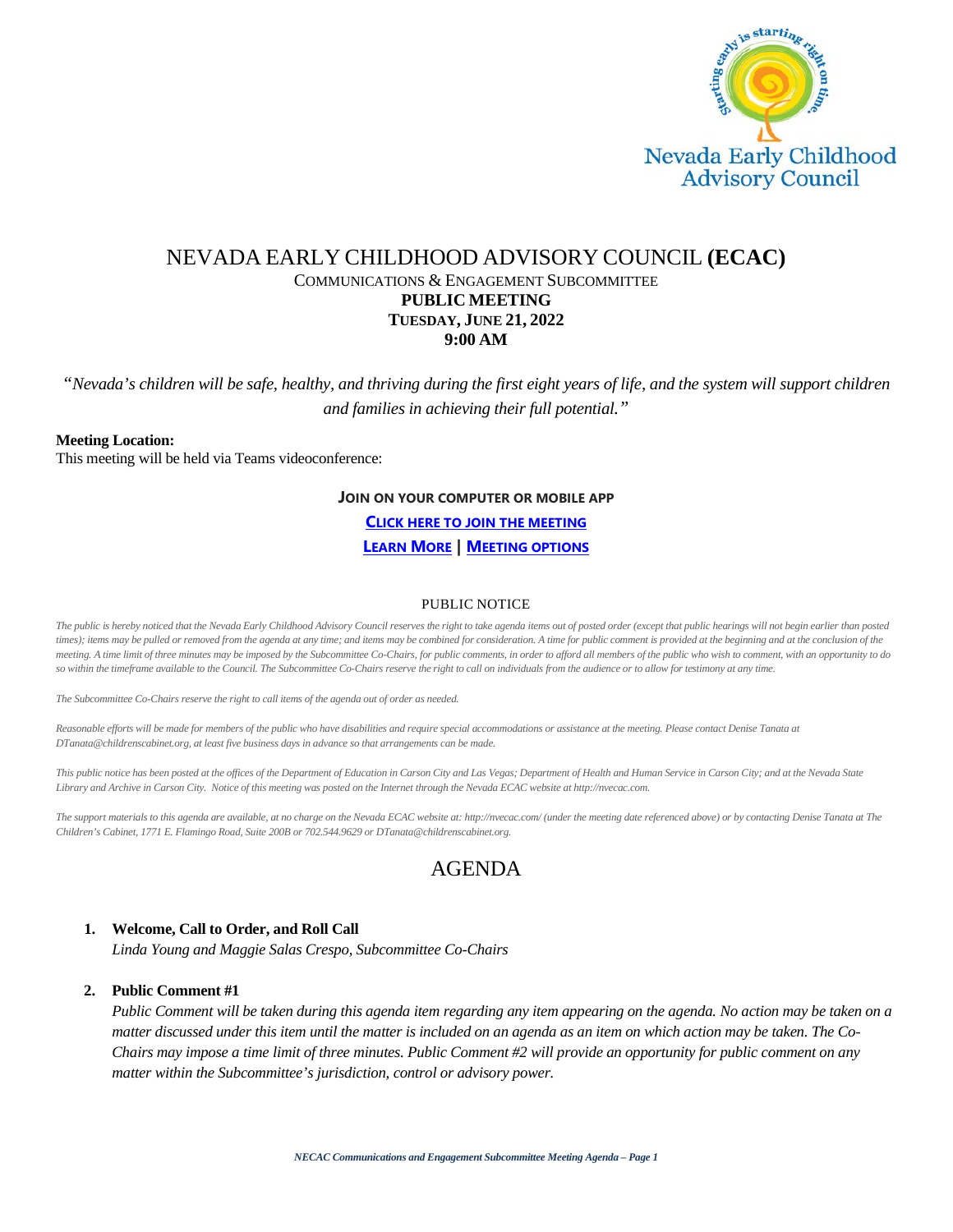Nevada Early Childhood Advisory Council

# NEVADA EARLY CHILDHOOD ADVISORY COUNCIL **(ECAC)**

COMMUNICATIONS & ENGAGEMENT SUBCOMMITTEE

**PUBLIC MEETING**

**TUESDAY, JUNE 21, 2022**

**9:00 AM**

*"Nevada's children will be safe, healthy, and thriving during the first eight years of life, and the system will support children and families in achieving their full potential."*

**Meeting Location:**
This meeting will be held via Teams videoconference:

**JOIN ON YOUR COMPUTER OR MOBILE APP**

**CLICK HERE TO JOIN THE MEETING**

**LEARN MORE | MEETING OPTIONS**

PUBLIC NOTICE

*The public is hereby noticed that the Nevada Early Childhood Advisory Council reserves the right to take agenda items out of posted order (except that public hearings will not begin earlier than posted times); items may be pulled or removed from the agenda at any time; and items may be combined for consideration. A time for public comment is provided at the beginning and at the conclusion of the meeting. A time limit of three minutes may be imposed by the Subcommittee Co-Chairs, for public comments, in order to afford all members of the public who wish to comment, with an opportunity to do so within the timeframe available to the Council. The Subcommittee Co-Chairs reserve the right to call on individuals from the audience or to allow for testimony at any time.*

*The Subcommittee Co-Chairs reserve the right to call items of the agenda out of order as needed.*

*Reasonable efforts will be made for members of the public who have disabilities and require special accommodations or assistance at the meeting. Please contact Denise Tanata at DTanata@childrenscabinet.org, at least five business days in advance so that arrangements can be made.*

*This public notice has been posted at the offices of the Department of Education in Carson City and Las Vegas; Department of Health and Human Service in Carson City; and at the Nevada State Library and Archive in Carson City. Notice of this meeting was posted on the Internet through the Nevada ECAC website at http://nvecac.com.*

*The support materials to this agenda are available, at no charge on the Nevada ECAC website at: http://nvecac.com/ (under the meeting date referenced above) or by contacting Denise Tanata at The Children's Cabinet, 1771 E. Flamingo Road, Suite 200B or 702.544.9629 or DTanata@childrenscabinet.org.*

## AGENDA

1. **Welcome, Call to Order, and Roll Call**
   *Linda Young and Maggie Salas Crespo, Subcommittee Co-Chairs*

2. **Public Comment #1**
   *Public Comment will be taken during this agenda item regarding any item appearing on the agenda. No action may be taken on a matter discussed under this item until the matter is included on an agenda as an item on which action may be taken. The Co-Chairs may impose a time limit of three minutes. Public Comment #2 will provide an opportunity for public comment on any matter within the Subcommittee's jurisdiction, control or advisory power.*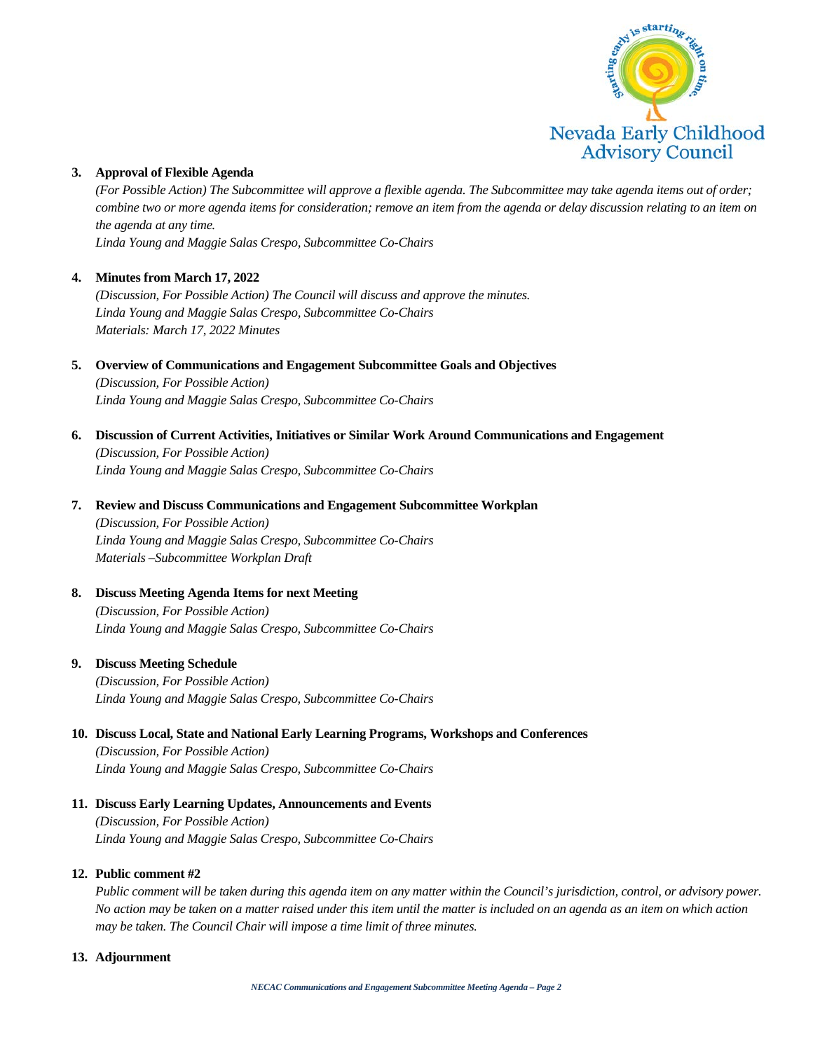3. **Approval of Flexible Agenda**
   *(For Possible Action) The Subcommittee will approve a flexible agenda. The Subcommittee may take agenda items out of order; combine two or more agenda items for consideration; remove an item from the agenda or delay discussion relating to an item on the agenda at any time.*
   *Linda Young and Maggie Salas Crespo, Subcommittee Co-Chairs*

4. **Minutes from March 17, 2022**
   *(Discussion, For Possible Action) The Council will discuss and approve the minutes.*
   *Linda Young and Maggie Salas Crespo, Subcommittee Co-Chairs*
   *Materials: March 17, 2022 Minutes*

5. **Overview of Communications and Engagement Subcommittee Goals and Objectives**
   *(Discussion, For Possible Action)*
   *Linda Young and Maggie Salas Crespo, Subcommittee Co-Chairs*

6. **Discussion of Current Activities, Initiatives or Similar Work Around Communications and Engagement**
   *(Discussion, For Possible Action)*
   *Linda Young and Maggie Salas Crespo, Subcommittee Co-Chairs*

7. **Review and Discuss Communications and Engagement Subcommittee Workplan**
   *(Discussion, For Possible Action)*
   *Linda Young and Maggie Salas Crespo, Subcommittee Co-Chairs*
   *Materials –Subcommittee Workplan Draft*

8. **Discuss Meeting Agenda Items for next Meeting**
   *(Discussion, For Possible Action)*
   *Linda Young and Maggie Salas Crespo, Subcommittee Co-Chairs*

9. **Discuss Meeting Schedule**
   *(Discussion, For Possible Action)*
   *Linda Young and Maggie Salas Crespo, Subcommittee Co-Chairs*

10. **Discuss Local, State and National Early Learning Programs, Workshops and Conferences**
    *(Discussion, For Possible Action)*
    *Linda Young and Maggie Salas Crespo, Subcommittee Co-Chairs*

11. **Discuss Early Learning Updates, Announcements and Events**
    *(Discussion, For Possible Action)*
    *Linda Young and Maggie Salas Crespo, Subcommittee Co-Chairs*

12. **Public comment #2**
    *Public comment will be taken during this agenda item on any matter within the Council's jurisdiction, control, or advisory power. No action may be taken on a matter raised under this item until the matter is included on an agenda as an item on which action may be taken. The Council Chair will impose a time limit of three minutes.*

13. **Adjournment**